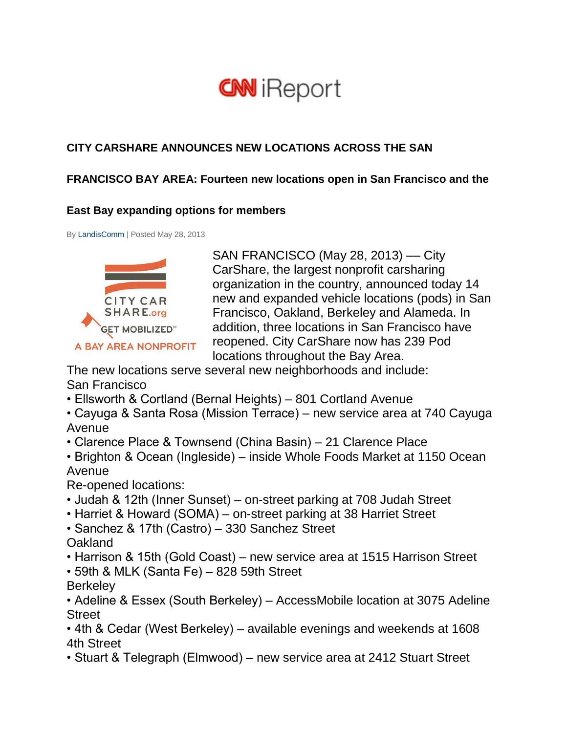CNN iReport

## CITY CARSHARE ANNOUNCES NEW LOCATIONS ACROSS THE SAN FRANCISCO BAY AREA: Fourteen new locations open in San Francisco and the East Bay expanding options for members

By LandisComm | Posted May 28, 2013

CITY CAR SHARE.org
GET MOBILIZED™
A BAY AREA NONPROFIT

SAN FRANCISCO (May 28, 2013) –– City CarShare, the largest nonprofit carsharing organization in the country, announced today 14 new and expanded vehicle locations (pods) in San Francisco, Oakland, Berkeley and Alameda. In addition, three locations in San Francisco have reopened. City CarShare now has 239 Pod locations throughout the Bay Area.

The new locations serve several new neighborhoods and include:

San Francisco

- Ellsworth & Cortland (Bernal Heights) – 801 Cortland Avenue
- Cayuga & Santa Rosa (Mission Terrace) – new service area at 740 Cayuga Avenue
- Clarence Place & Townsend (China Basin) – 21 Clarence Place
- Brighton & Ocean (Ingleside) – inside Whole Foods Market at 1150 Ocean Avenue

Re-opened locations:

- Judah & 12th (Inner Sunset) – on-street parking at 708 Judah Street
- Harriet & Howard (SOMA) – on-street parking at 38 Harriet Street
- Sanchez & 17th (Castro) – 330 Sanchez Street

Oakland

- Harrison & 15th (Gold Coast) – new service area at 1515 Harrison Street
- 59th & MLK (Santa Fe) – 828 59th Street

Berkeley

- Adeline & Essex (South Berkeley) – AccessMobile location at 3075 Adeline Street
- 4th & Cedar (West Berkeley) – available evenings and weekends at 1608 4th Street
- Stuart & Telegraph (Elmwood) – new service area at 2412 Stuart Street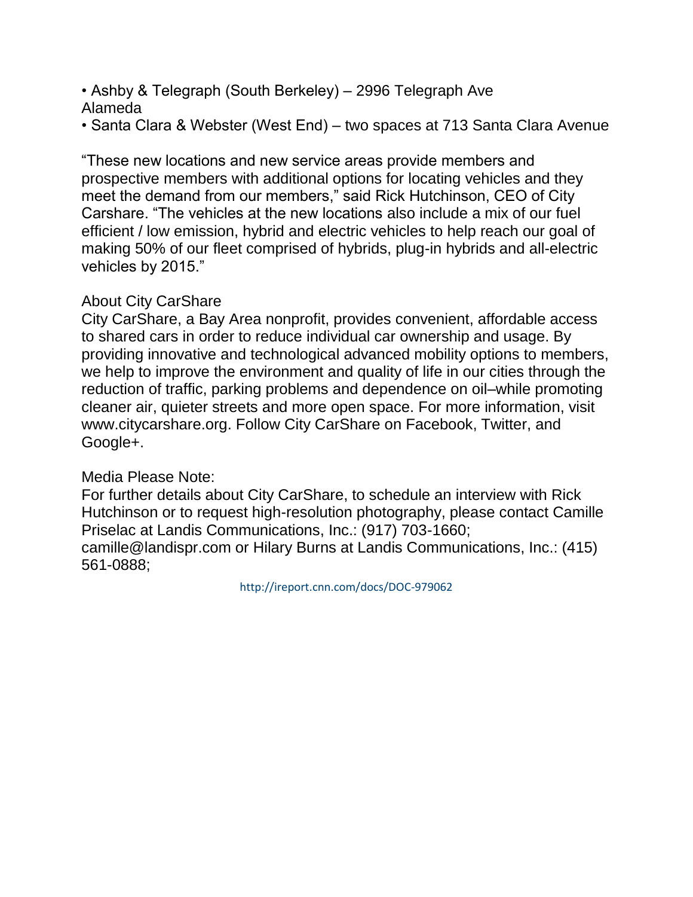• Ashby & Telegraph (South Berkeley) – 2996 Telegraph Ave

Alameda

• Santa Clara & Webster (West End) – two spaces at 713 Santa Clara Avenue

“These new locations and new service areas provide members and prospective members with additional options for locating vehicles and they meet the demand from our members,” said Rick Hutchinson, CEO of City Carshare. “The vehicles at the new locations also include a mix of our fuel efficient / low emission, hybrid and electric vehicles to help reach our goal of making 50% of our fleet comprised of hybrids, plug-in hybrids and all-electric vehicles by 2015.”

About City CarShare

City CarShare, a Bay Area nonprofit, provides convenient, affordable access to shared cars in order to reduce individual car ownership and usage. By providing innovative and technological advanced mobility options to members, we help to improve the environment and quality of life in our cities through the reduction of traffic, parking problems and dependence on oil–while promoting cleaner air, quieter streets and more open space. For more information, visit www.citycarshare.org. Follow City CarShare on Facebook, Twitter, and Google+.

Media Please Note:

For further details about City CarShare, to schedule an interview with Rick Hutchinson or to request high-resolution photography, please contact Camille Priselac at Landis Communications, Inc.: (917) 703-1660; camille@landispr.com or Hilary Burns at Landis Communications, Inc.: (415) 561-0888;

http://ireport.cnn.com/docs/DOC-979062